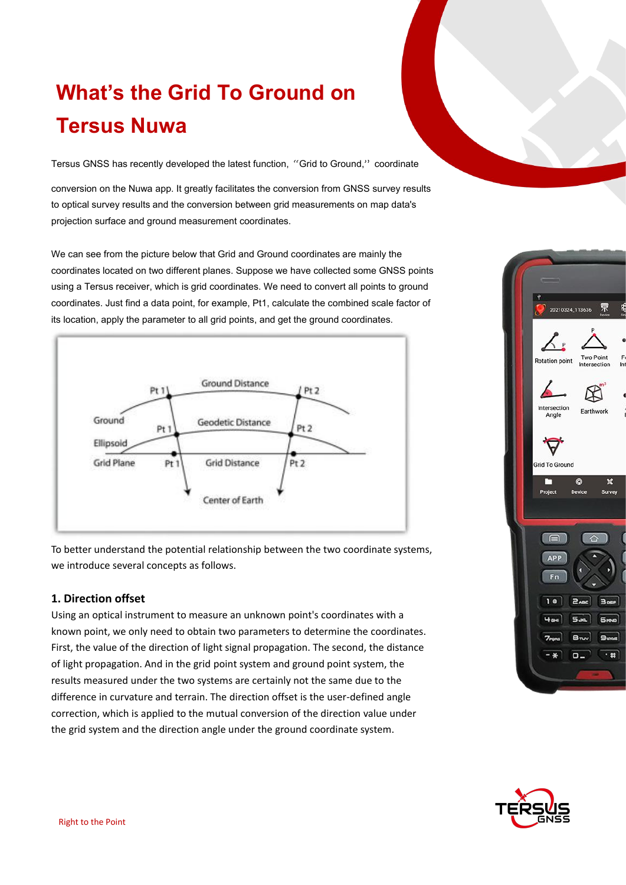# What's the Grid To Ground on Tersus Nuwa

Tersus GNSS has recently developed the latest function, "Grid to Ground," coordinate conversion on the Nuwa app. It greatly facilitates the conversion from GNSS survey results to optical survey results and the conversion between grid measurements on map data's projection surface and ground measurement coordinates.

We can see from the picture below that Grid and Ground coordinates are mainly the coordinates located on two different planes. Suppose we have collected some GNSS points using a Tersus receiver, which is grid coordinates. We need to convert all points to ground coordinates. Just find a data point, for example, Pt1, calculate the combined scale factor of its location, apply the parameter to all grid points, and get the ground coordinates.

To better understand the potential relationship between the two coordinate systems, we introduce several concepts as follows.

## 1. Direction offset

Using an optical instrument to measure an unknown point's coordinates with a known point, we only need to obtain two parameters to determine the coordinates. First, the value of the direction of light signal propagation. The second, the distance of light propagation. And in the grid point system and ground point system, the results measured under the two systems are certainly not the same due to the difference in curvature and terrain. The direction offset is the user-defined angle correction, which is applied to the mutual conversion of the direction value under the grid system and the direction angle under the ground coordinate system.

Right to the Point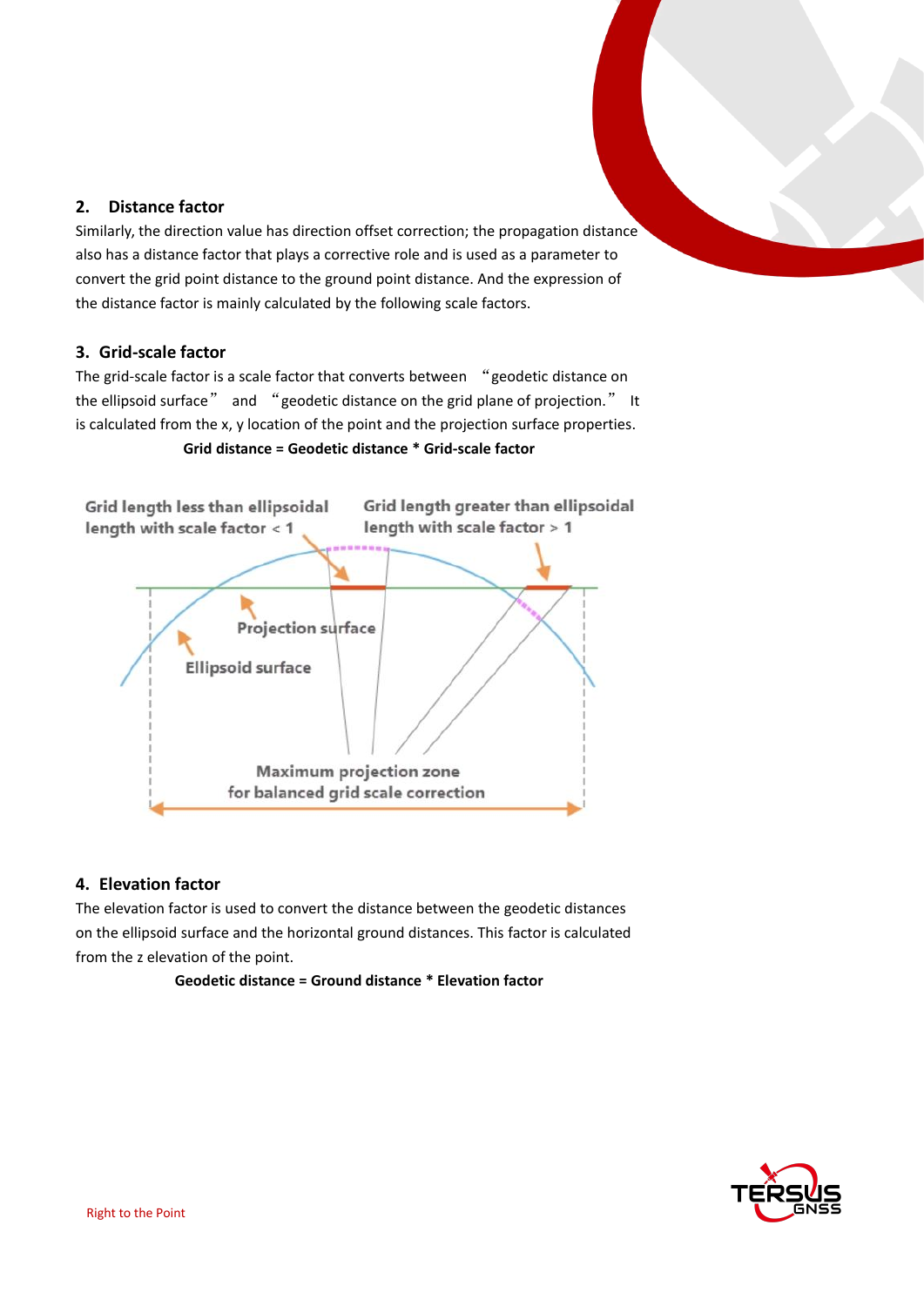## 2. Distance factor

Similarly, the direction value has direction offset correction; the propagation distance also has a distance factor that plays a corrective role and is used as a parameter to convert the grid point distance to the ground point distance. And the expression of the distance factor is mainly calculated by the following scale factors.

## 3. Grid-scale factor

The grid-scale factor is a scale factor that converts between "geodetic distance on the ellipsoid surface" and "geodetic distance on the grid plane of projection." It is calculated from the x, y location of the point and the projection surface properties.

**Grid distance = Geodetic distance * Grid-scale factor**

Grid length less than ellipsoidal length with scale factor < 1

Grid length greater than ellipsoidal length with scale factor > 1

Projection surface

Ellipsoid surface

Maximum projection zone for balanced grid scale correction

## 4. Elevation factor

The elevation factor is used to convert the distance between the geodetic distances on the ellipsoid surface and the horizontal ground distances. This factor is calculated from the z elevation of the point.

**Geodetic distance = Ground distance * Elevation factor**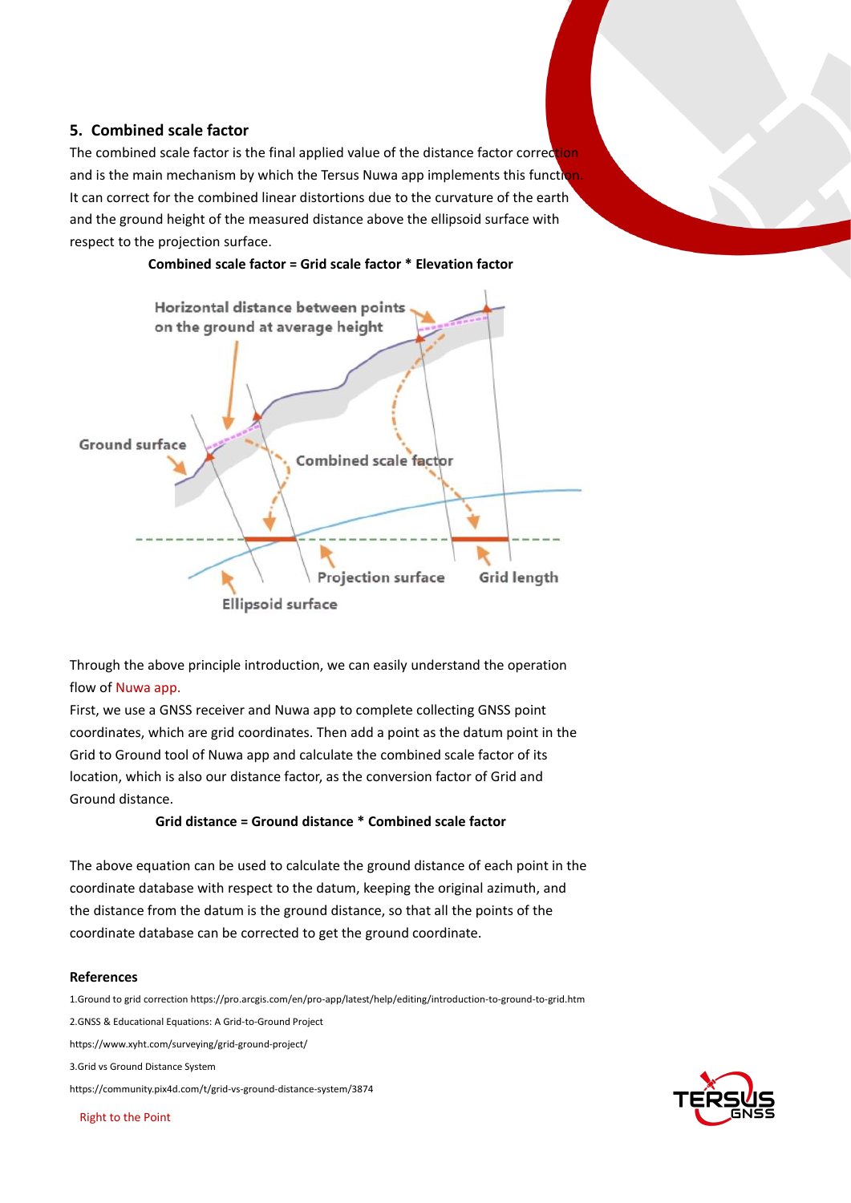## 5. Combined scale factor

The combined scale factor is the final applied value of the distance factor correction and is the main mechanism by which the Tersus Nuwa app implements this function. It can correct for the combined linear distortions due to the curvature of the earth and the ground height of the measured distance above the ellipsoid surface with respect to the projection surface.

**Combined scale factor = Grid scale factor * Elevation factor**

Horizontal distance between points on the ground at average height

Ground surface

Combined scale factor

Projection surface

Grid length

Ellipsoid surface

Through the above principle introduction, we can easily understand the operation flow of Nuwa app.

First, we use a GNSS receiver and Nuwa app to complete collecting GNSS point coordinates, which are grid coordinates. Then add a point as the datum point in the Grid to Ground tool of Nuwa app and calculate the combined scale factor of its location, which is also our distance factor, as the conversion factor of Grid and Ground distance.

**Grid distance = Ground distance * Combined scale factor**

The above equation can be used to calculate the ground distance of each point in the coordinate database with respect to the datum, keeping the original azimuth, and the distance from the datum is the ground distance, so that all the points of the coordinate database can be corrected to get the ground coordinate.

**References**

1.Ground to grid correction https://pro.arcgis.com/en/pro-app/latest/help/editing/introduction-to-ground-to-grid.htm

2.GNSS & Educational Equations: A Grid-to-Ground Project

https://www.xyht.com/surveying/grid-ground-project/

3.Grid vs Ground Distance System

https://community.pix4d.com/t/grid-vs-ground-distance-system/3874